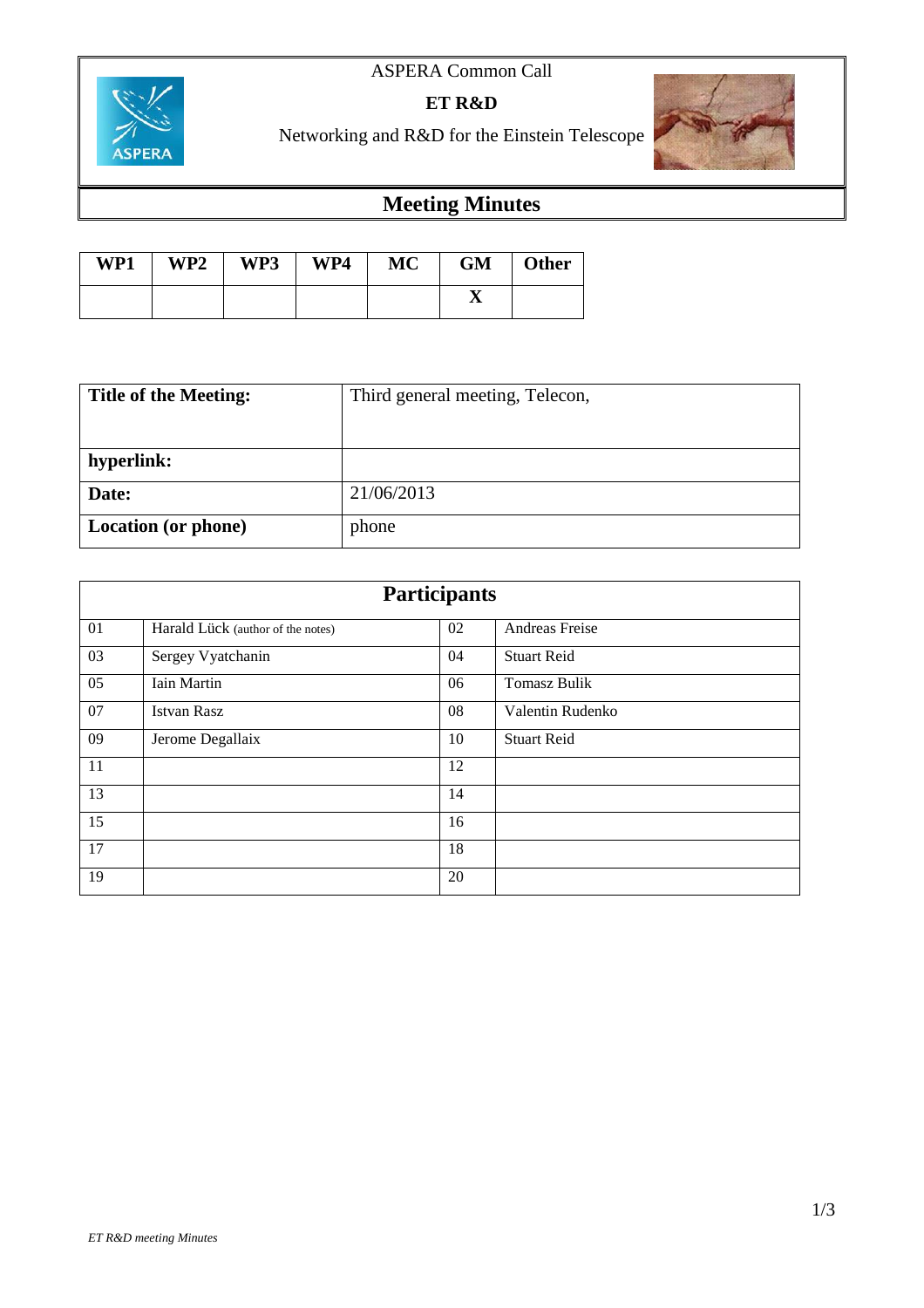ASPERA Common Call

**ET R&D**

Networking and R&D for the Einstein Telescope

# Meeting Minutes

| WP1 | WP2 | WP3 | WP4 | MC | GM | Other |
|---|---|---|---|---|---|---|
| | | | | | X | |

| **Title of the Meeting:** | Third general meeting, Telecon, |
|---|---|
| **hyperlink:** | |
| **Date:** | 21/06/2013 |
| **Location (or phone)** | phone |

| **Participants** | | | |
|---|---|---|---|
| 01 | Harald Lück (author of the notes) | 02 | Andreas Freise |
| 03 | Sergey Vyatchanin | 04 | Stuart Reid |
| 05 | Iain Martin | 06 | Tomasz Bulik |
| 07 | Istvan Rasz | 08 | Valentin Rudenko |
| 09 | Jerome Degallaix | 10 | Stuart Reid |
| 11 | | 12 | |
| 13 | | 14 | |
| 15 | | 16 | |
| 17 | | 18 | |
| 19 | | 20 | |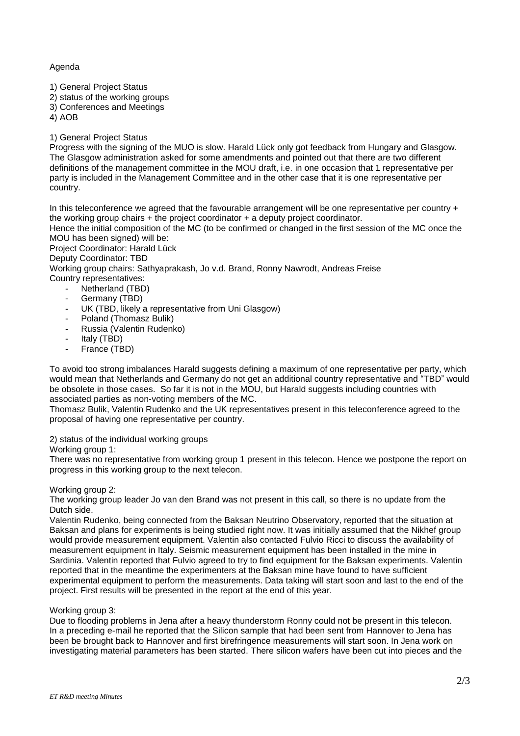Agenda

1) General Project Status
2) status of the working groups
3) Conferences and Meetings
4) AOB

1) General Project Status

Progress with the signing of the MUO is slow. Harald Lück only got feedback from Hungary and Glasgow. The Glasgow administration asked for some amendments and pointed out that there are two different definitions of the management committee in the MOU draft, i.e. in one occasion that 1 representative per party is included in the Management Committee and in the other case that it is one representative per country.

In this teleconference we agreed that the favourable arrangement will be one representative per country + the working group chairs + the project coordinator + a deputy project coordinator.

Hence the initial composition of the MC (to be confirmed or changed in the first session of the MC once the MOU has been signed) will be:

Project Coordinator: Harald Lück

Deputy Coordinator: TBD

Working group chairs: Sathyaprakash, Jo v.d. Brand, Ronny Nawrodt, Andreas Freise

Country representatives:

- Netherland (TBD)
- Germany (TBD)
- UK (TBD, likely a representative from Uni Glasgow)
- Poland (Thomasz Bulik)
- Russia (Valentin Rudenko)
- Italy (TBD)
- France (TBD)

To avoid too strong imbalances Harald suggests defining a maximum of one representative per party, which would mean that Netherlands and Germany do not get an additional country representative and "TBD" would be obsolete in those cases. So far it is not in the MOU, but Harald suggests including countries with associated parties as non-voting members of the MC.

Thomasz Bulik, Valentin Rudenko and the UK representatives present in this teleconference agreed to the proposal of having one representative per country.

2) status of the individual working groups

Working group 1:

There was no representative from working group 1 present in this telecon. Hence we postpone the report on progress in this working group to the next telecon.

Working group 2:

The working group leader Jo van den Brand was not present in this call, so there is no update from the Dutch side.

Valentin Rudenko, being connected from the Baksan Neutrino Observatory, reported that the situation at Baksan and plans for experiments is being studied right now. It was initially assumed that the Nikhef group would provide measurement equipment. Valentin also contacted Fulvio Ricci to discuss the availability of measurement equipment in Italy. Seismic measurement equipment has been installed in the mine in Sardinia. Valentin reported that Fulvio agreed to try to find equipment for the Baksan experiments. Valentin reported that in the meantime the experimenters at the Baksan mine have found to have sufficient experimental equipment to perform the measurements. Data taking will start soon and last to the end of the project. First results will be presented in the report at the end of this year.

Working group 3:

Due to flooding problems in Jena after a heavy thunderstorm Ronny could not be present in this telecon. In a preceding e-mail he reported that the Silicon sample that had been sent from Hannover to Jena has been be brought back to Hannover and first birefringence measurements will start soon. In Jena work on investigating material parameters has been started. There silicon wafers have been cut into pieces and the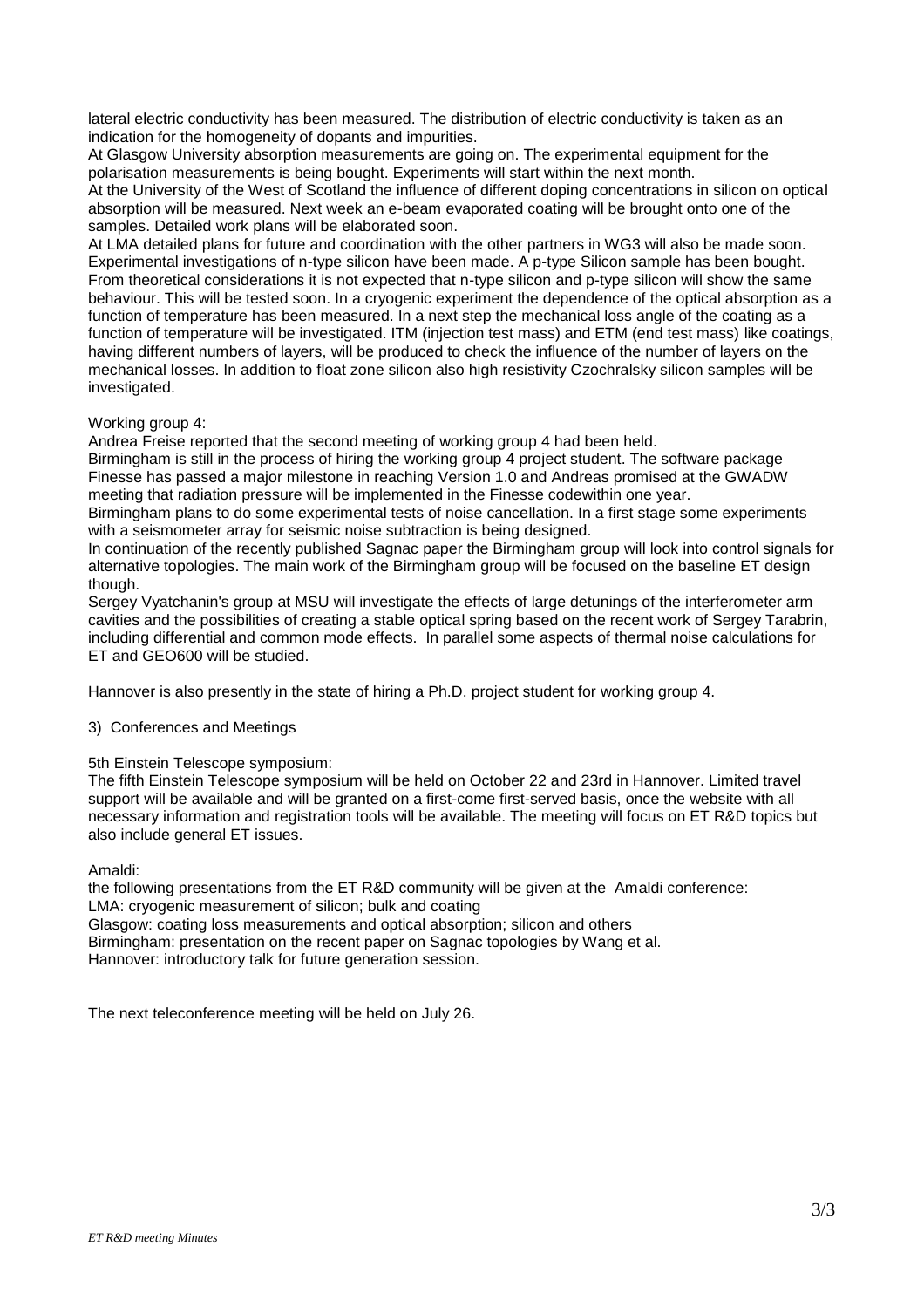lateral electric conductivity has been measured. The distribution of electric conductivity is taken as an indication for the homogeneity of dopants and impurities.

At Glasgow University absorption measurements are going on. The experimental equipment for the polarisation measurements is being bought. Experiments will start within the next month.

At the University of the West of Scotland the influence of different doping concentrations in silicon on optical absorption will be measured. Next week an e-beam evaporated coating will be brought onto one of the samples. Detailed work plans will be elaborated soon.

At LMA detailed plans for future and coordination with the other partners in WG3 will also be made soon. Experimental investigations of n-type silicon have been made. A p-type Silicon sample has been bought. From theoretical considerations it is not expected that n-type silicon and p-type silicon will show the same behaviour. This will be tested soon. In a cryogenic experiment the dependence of the optical absorption as a function of temperature has been measured. In a next step the mechanical loss angle of the coating as a function of temperature will be investigated. ITM (injection test mass) and ETM (end test mass) like coatings, having different numbers of layers, will be produced to check the influence of the number of layers on the mechanical losses. In addition to float zone silicon also high resistivity Czochralsky silicon samples will be investigated.

Working group 4:

Andrea Freise reported that the second meeting of working group 4 had been held.

Birmingham is still in the process of hiring the working group 4 project student. The software package Finesse has passed a major milestone in reaching Version 1.0 and Andreas promised at the GWADW meeting that radiation pressure will be implemented in the Finesse codewithin one year.

Birmingham plans to do some experimental tests of noise cancellation. In a first stage some experiments with a seismometer array for seismic noise subtraction is being designed.

In continuation of the recently published Sagnac paper the Birmingham group will look into control signals for alternative topologies. The main work of the Birmingham group will be focused on the baseline ET design though.

Sergey Vyatchanin's group at MSU will investigate the effects of large detunings of the interferometer arm cavities and the possibilities of creating a stable optical spring based on the recent work of Sergey Tarabrin, including differential and common mode effects. In parallel some aspects of thermal noise calculations for ET and GEO600 will be studied.

Hannover is also presently in the state of hiring a Ph.D. project student for working group 4.

3) Conferences and Meetings

5th Einstein Telescope symposium:

The fifth Einstein Telescope symposium will be held on October 22 and 23rd in Hannover. Limited travel support will be available and will be granted on a first-come first-served basis, once the website with all necessary information and registration tools will be available. The meeting will focus on ET R&D topics but also include general ET issues.

Amaldi:

the following presentations from the ET R&D community will be given at the Amaldi conference:
LMA: cryogenic measurement of silicon; bulk and coating
Glasgow: coating loss measurements and optical absorption; silicon and others
Birmingham: presentation on the recent paper on Sagnac topologies by Wang et al.
Hannover: introductory talk for future generation session.

The next teleconference meeting will be held on July 26.